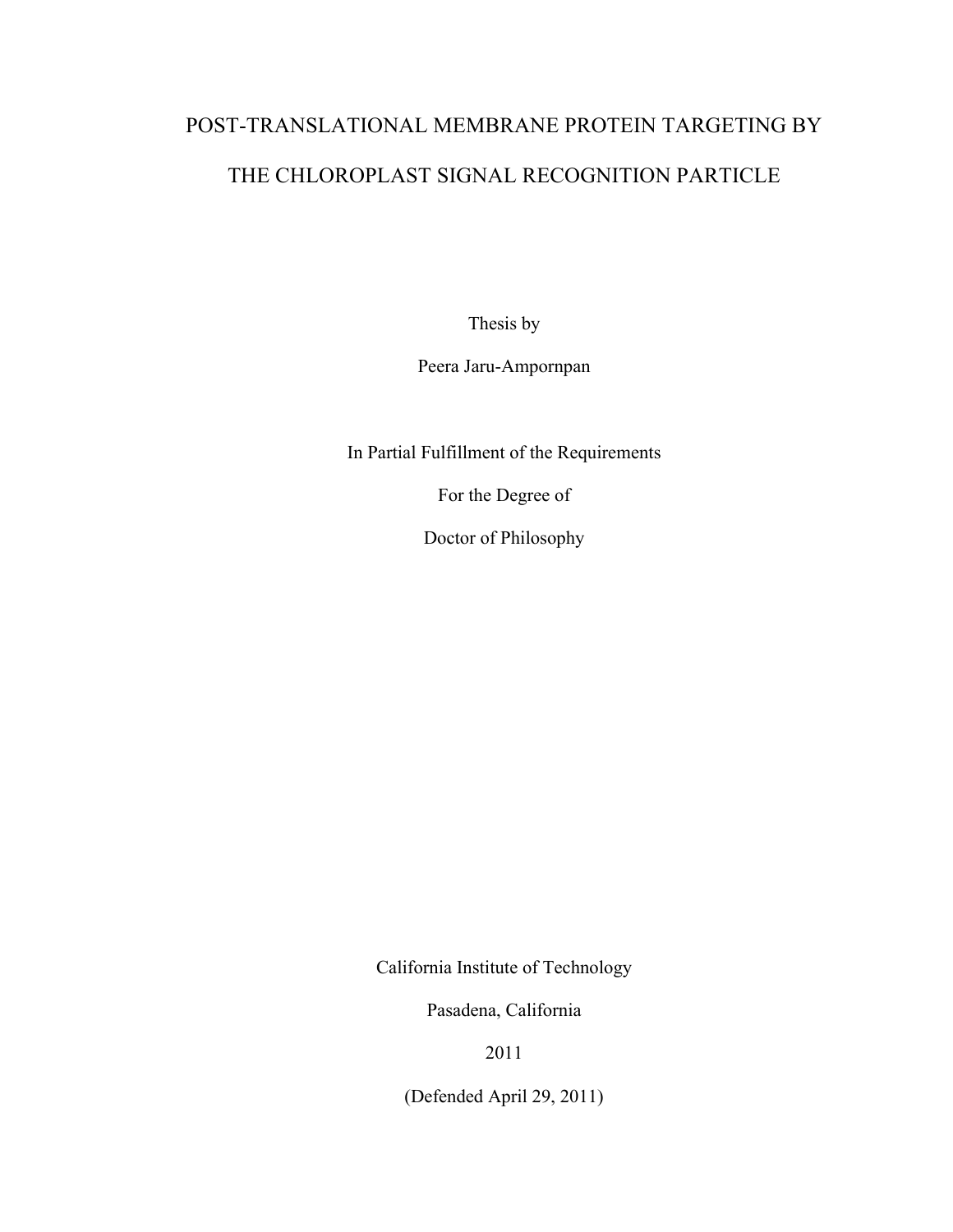# POST-TRANSLATIONAL MEMBRANE PROTEIN TARGETING BY THE CHLOROPLAST SIGNAL RECOGNITION PARTICLE

Thesis by

Peera Jaru-Ampornpan

In Partial Fulfillment of the Requirements

For the Degree of

Doctor of Philosophy

California Institute of Technology

Pasadena, California

2011

(Defended April 29, 2011)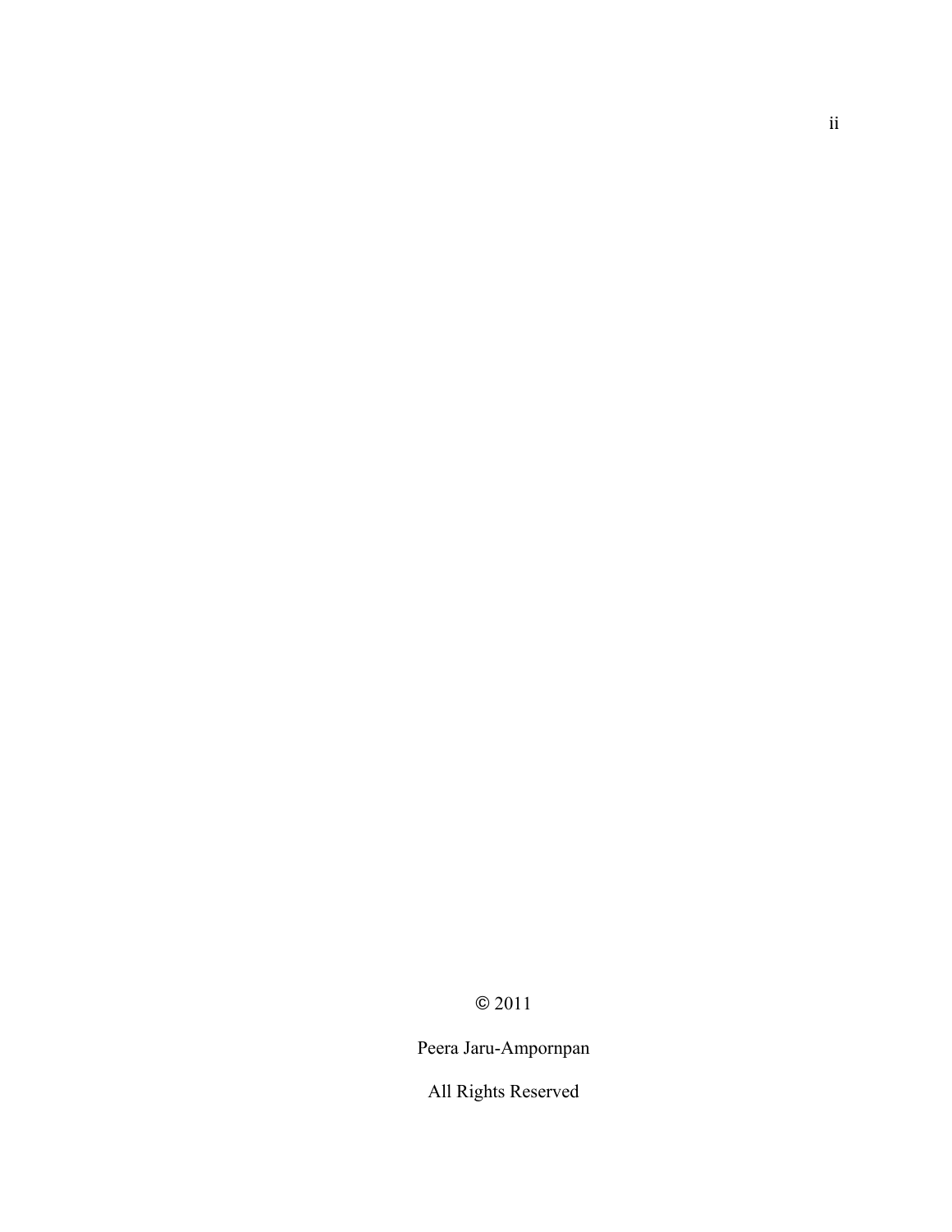© 2011

Peera Jaru-Ampornpan

All Rights Reserved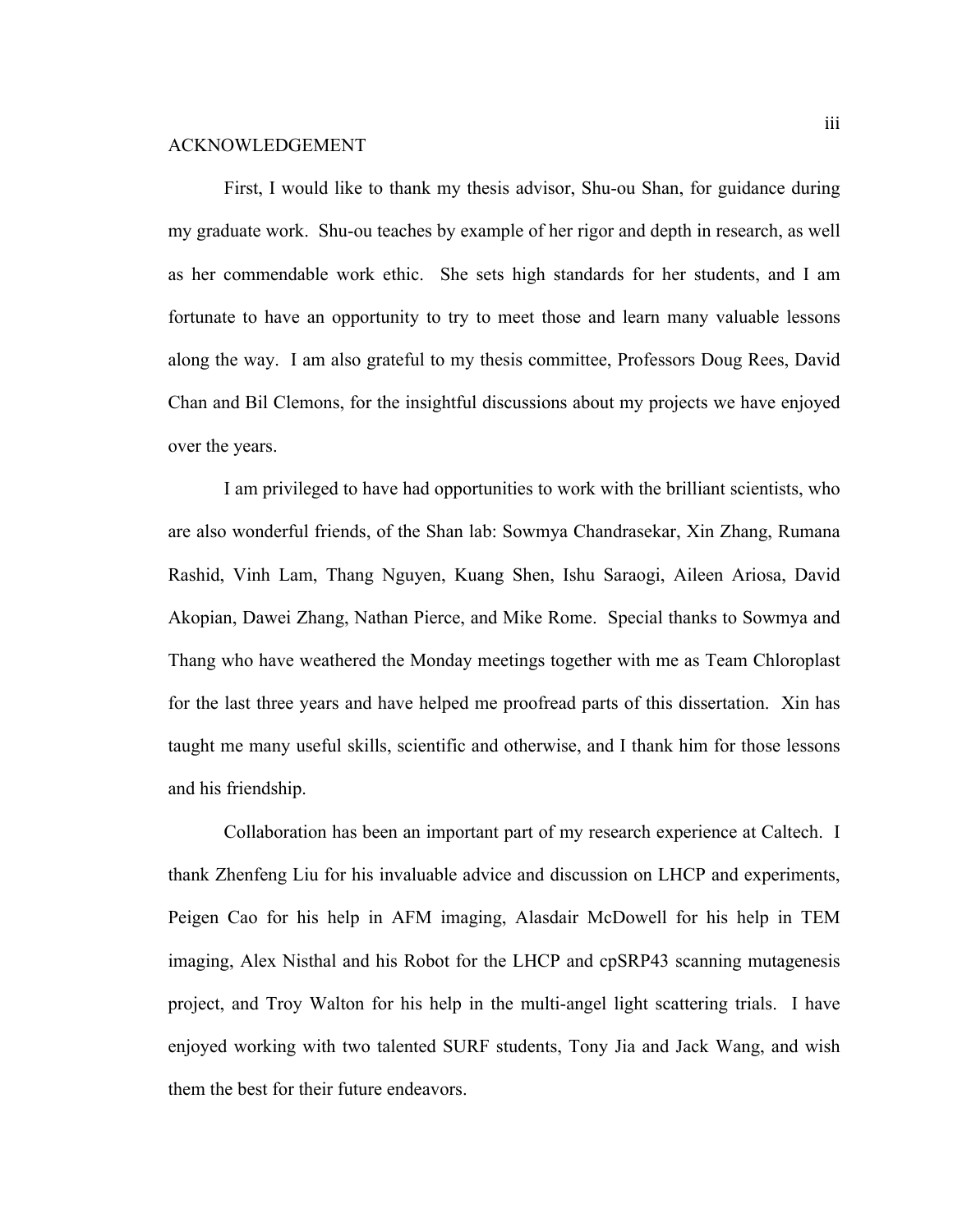# ACKNOWLEDGEMENT

First, I would like to thank my thesis advisor, Shu-ou Shan, for guidance during my graduate work. Shu-ou teaches by example of her rigor and depth in research, as well as her commendable work ethic. She sets high standards for her students, and I am fortunate to have an opportunity to try to meet those and learn many valuable lessons along the way. I am also grateful to my thesis committee, Professors Doug Rees, David Chan and Bil Clemons, for the insightful discussions about my projects we have enjoyed over the years.

I am privileged to have had opportunities to work with the brilliant scientists, who are also wonderful friends, of the Shan lab: Sowmya Chandrasekar, Xin Zhang, Rumana Rashid, Vinh Lam, Thang Nguyen, Kuang Shen, Ishu Saraogi, Aileen Ariosa, David Akopian, Dawei Zhang, Nathan Pierce, and Mike Rome. Special thanks to Sowmya and Thang who have weathered the Monday meetings together with me as Team Chloroplast for the last three years and have helped me proofread parts of this dissertation. Xin has taught me many useful skills, scientific and otherwise, and I thank him for those lessons and his friendship.

Collaboration has been an important part of my research experience at Caltech. I thank Zhenfeng Liu for his invaluable advice and discussion on LHCP and experiments, Peigen Cao for his help in AFM imaging, Alasdair McDowell for his help in TEM imaging, Alex Nisthal and his Robot for the LHCP and cpSRP43 scanning mutagenesis project, and Troy Walton for his help in the multi-angel light scattering trials. I have enjoyed working with two talented SURF students, Tony Jia and Jack Wang, and wish them the best for their future endeavors.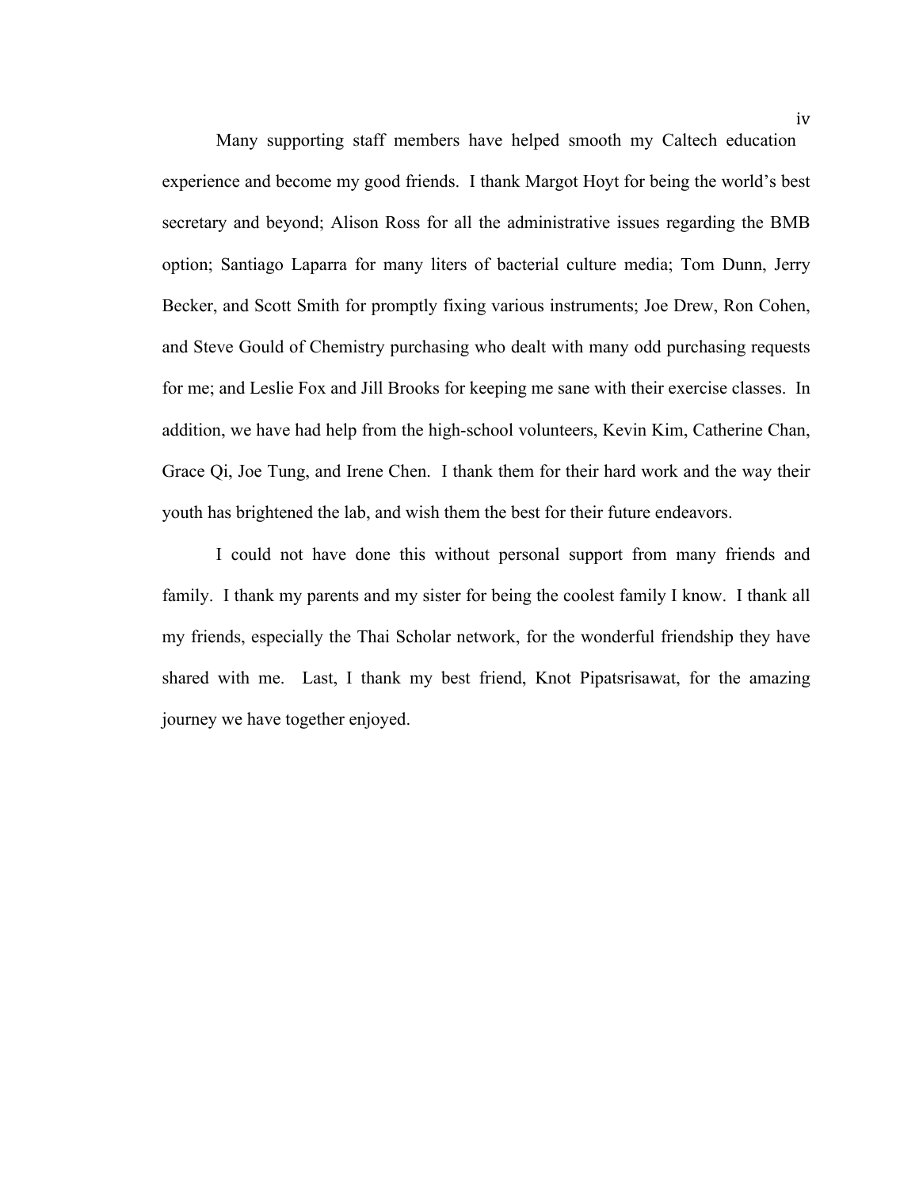Many supporting staff members have helped smooth my Caltech education experience and become my good friends. I thank Margot Hoyt for being the world's best secretary and beyond; Alison Ross for all the administrative issues regarding the BMB option; Santiago Laparra for many liters of bacterial culture media; Tom Dunn, Jerry Becker, and Scott Smith for promptly fixing various instruments; Joe Drew, Ron Cohen, and Steve Gould of Chemistry purchasing who dealt with many odd purchasing requests for me; and Leslie Fox and Jill Brooks for keeping me sane with their exercise classes. In addition, we have had help from the high-school volunteers, Kevin Kim, Catherine Chan, Grace Qi, Joe Tung, and Irene Chen. I thank them for their hard work and the way their youth has brightened the lab, and wish them the best for their future endeavors.

I could not have done this without personal support from many friends and family. I thank my parents and my sister for being the coolest family I know. I thank all my friends, especially the Thai Scholar network, for the wonderful friendship they have shared with me. Last, I thank my best friend, Knot Pipatsrisawat, for the amazing journey we have together enjoyed.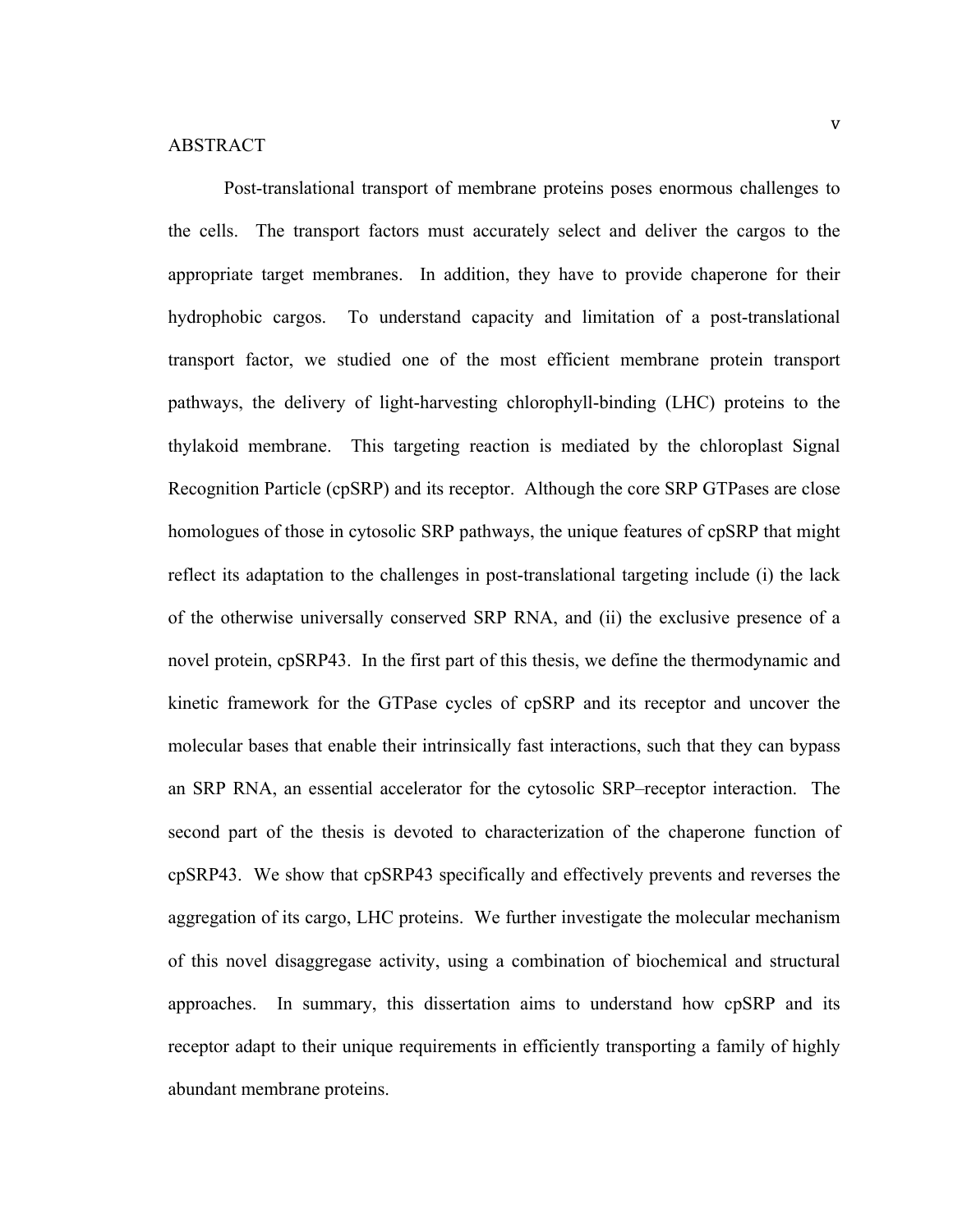## ABSTRACT

Post-translational transport of membrane proteins poses enormous challenges to the cells. The transport factors must accurately select and deliver the cargos to the appropriate target membranes. In addition, they have to provide chaperone for their hydrophobic cargos. To understand capacity and limitation of a post-translational transport factor, we studied one of the most efficient membrane protein transport pathways, the delivery of light-harvesting chlorophyll-binding (LHC) proteins to the thylakoid membrane. This targeting reaction is mediated by the chloroplast Signal Recognition Particle (cpSRP) and its receptor. Although the core SRP GTPases are close homologues of those in cytosolic SRP pathways, the unique features of cpSRP that might reflect its adaptation to the challenges in post-translational targeting include (i) the lack of the otherwise universally conserved SRP RNA, and (ii) the exclusive presence of a novel protein, cpSRP43. In the first part of this thesis, we define the thermodynamic and kinetic framework for the GTPase cycles of cpSRP and its receptor and uncover the molecular bases that enable their intrinsically fast interactions, such that they can bypass an SRP RNA, an essential accelerator for the cytosolic SRP–receptor interaction. The second part of the thesis is devoted to characterization of the chaperone function of cpSRP43. We show that cpSRP43 specifically and effectively prevents and reverses the aggregation of its cargo, LHC proteins. We further investigate the molecular mechanism of this novel disaggregase activity, using a combination of biochemical and structural approaches. In summary, this dissertation aims to understand how cpSRP and its receptor adapt to their unique requirements in efficiently transporting a family of highly abundant membrane proteins.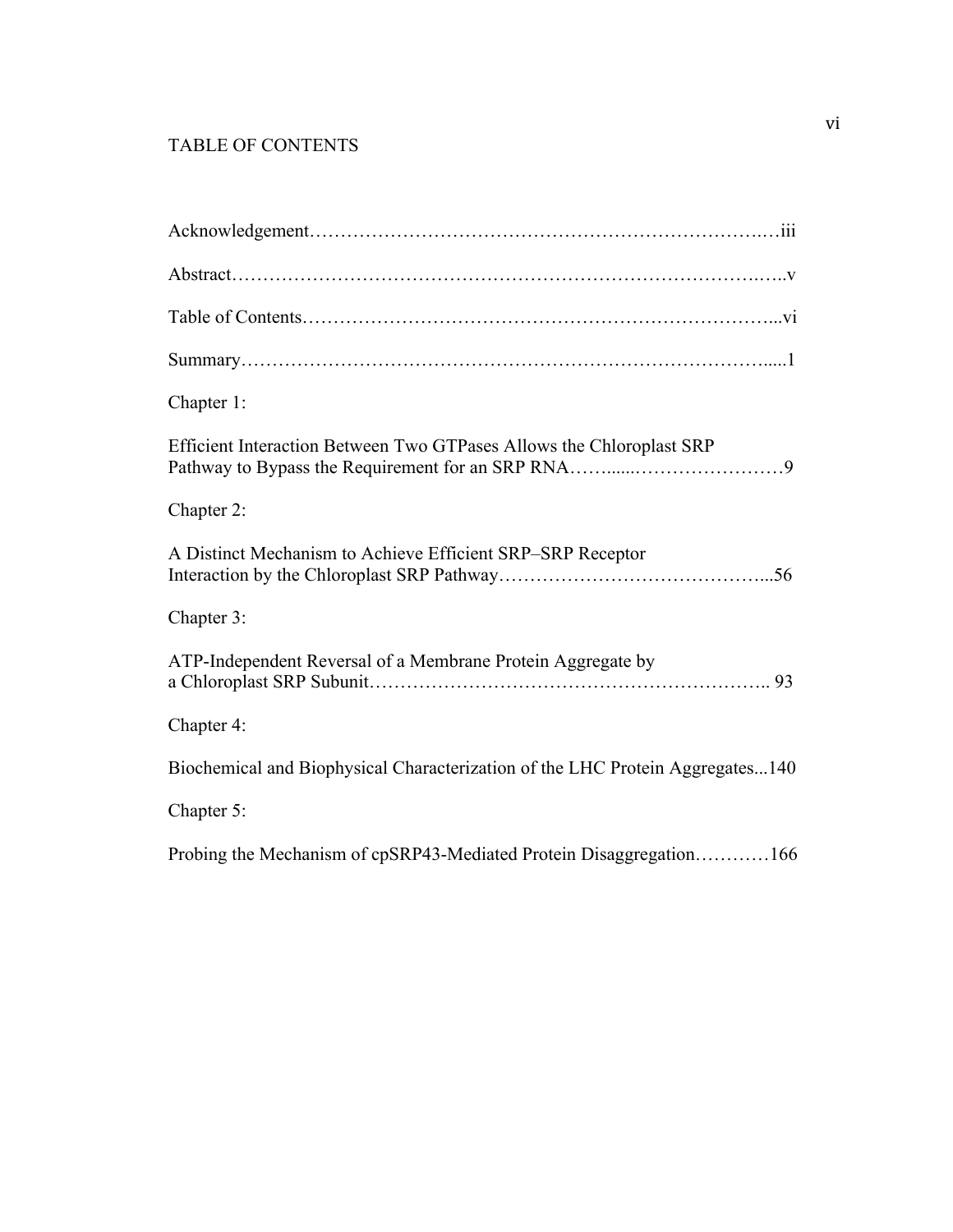# TABLE OF CONTENTS

Acknowledgement……………………………………………………………….…iii

Abstract……………………………………………………………………….…..v

Table of Contents…………………………………………………………………...vi

Summary………………………………………………………………………….....1

Chapter 1:

Efficient Interaction Between Two GTPases Allows the Chloroplast SRP Pathway to Bypass the Requirement for an SRP RNA……......……………………9

Chapter 2:

A Distinct Mechanism to Achieve Efficient SRP–SRP Receptor Interaction by the Chloroplast SRP Pathway…………………………………….....56

Chapter 3:

ATP-Independent Reversal of a Membrane Protein Aggregate by a Chloroplast SRP Subunit……………………………………………………….. 93

Chapter 4:

Biochemical and Biophysical Characterization of the LHC Protein Aggregates...140

Chapter 5:

Probing the Mechanism of cpSRP43-Mediated Protein Disaggregation…………166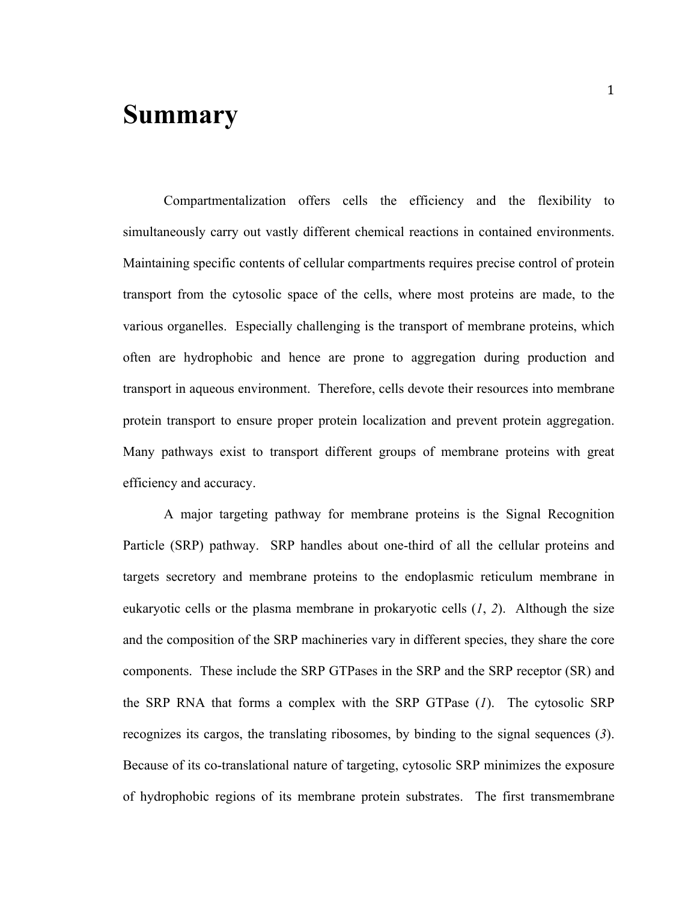# Summary

Compartmentalization offers cells the efficiency and the flexibility to simultaneously carry out vastly different chemical reactions in contained environments. Maintaining specific contents of cellular compartments requires precise control of protein transport from the cytosolic space of the cells, where most proteins are made, to the various organelles. Especially challenging is the transport of membrane proteins, which often are hydrophobic and hence are prone to aggregation during production and transport in aqueous environment. Therefore, cells devote their resources into membrane protein transport to ensure proper protein localization and prevent protein aggregation. Many pathways exist to transport different groups of membrane proteins with great efficiency and accuracy.

A major targeting pathway for membrane proteins is the Signal Recognition Particle (SRP) pathway. SRP handles about one-third of all the cellular proteins and targets secretory and membrane proteins to the endoplasmic reticulum membrane in eukaryotic cells or the plasma membrane in prokaryotic cells (*1*, *2*). Although the size and the composition of the SRP machineries vary in different species, they share the core components. These include the SRP GTPases in the SRP and the SRP receptor (SR) and the SRP RNA that forms a complex with the SRP GTPase (*1*). The cytosolic SRP recognizes its cargos, the translating ribosomes, by binding to the signal sequences (*3*). Because of its co-translational nature of targeting, cytosolic SRP minimizes the exposure of hydrophobic regions of its membrane protein substrates. The first transmembrane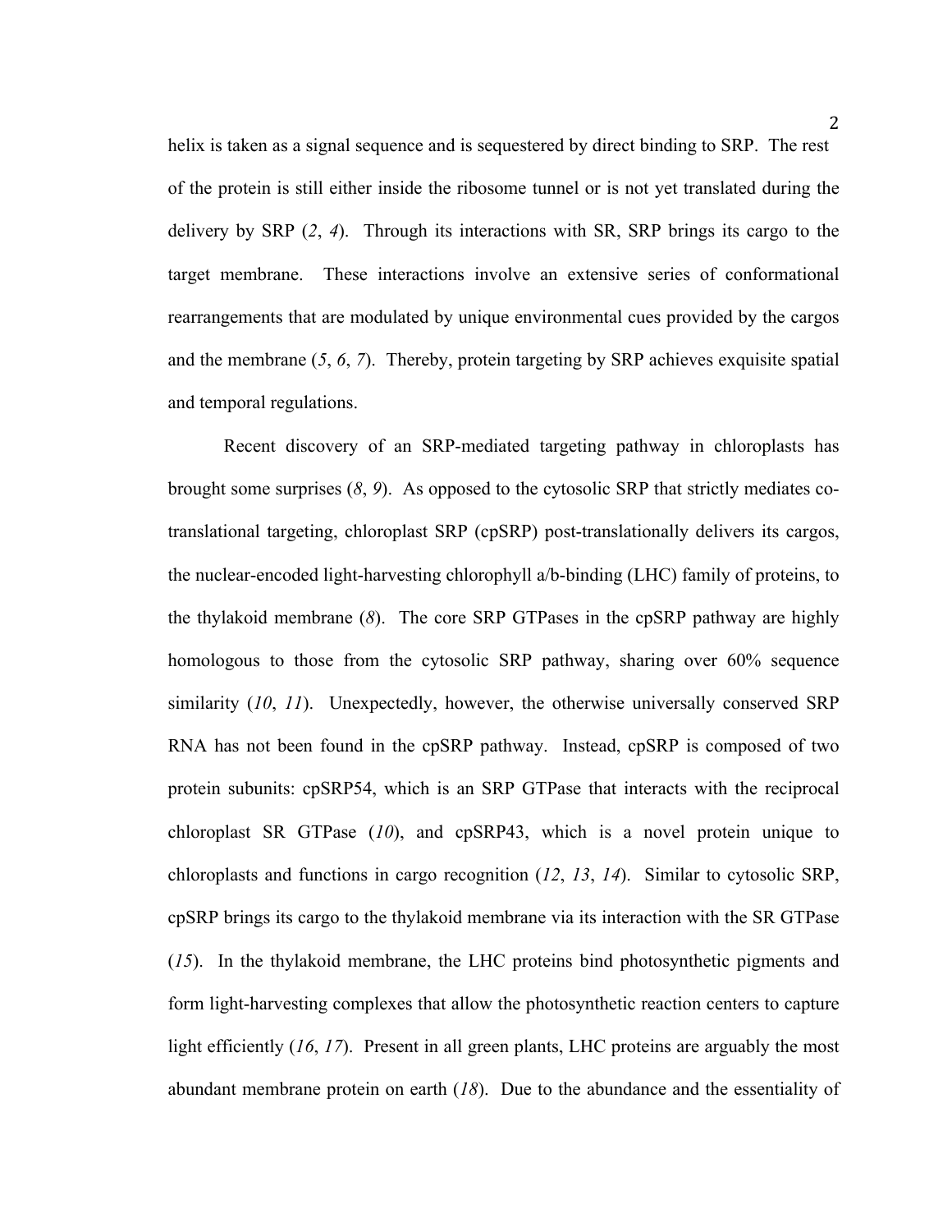helix is taken as a signal sequence and is sequestered by direct binding to SRP. The rest of the protein is still either inside the ribosome tunnel or is not yet translated during the delivery by SRP (*2*, *4*). Through its interactions with SR, SRP brings its cargo to the target membrane. These interactions involve an extensive series of conformational rearrangements that are modulated by unique environmental cues provided by the cargos and the membrane (*5*, *6*, *7*). Thereby, protein targeting by SRP achieves exquisite spatial and temporal regulations.

Recent discovery of an SRP-mediated targeting pathway in chloroplasts has brought some surprises (*8*, *9*). As opposed to the cytosolic SRP that strictly mediates co-translational targeting, chloroplast SRP (cpSRP) post-translationally delivers its cargos, the nuclear-encoded light-harvesting chlorophyll a/b-binding (LHC) family of proteins, to the thylakoid membrane (*8*). The core SRP GTPases in the cpSRP pathway are highly homologous to those from the cytosolic SRP pathway, sharing over 60% sequence similarity (*10*, *11*). Unexpectedly, however, the otherwise universally conserved SRP RNA has not been found in the cpSRP pathway. Instead, cpSRP is composed of two protein subunits: cpSRP54, which is an SRP GTPase that interacts with the reciprocal chloroplast SR GTPase (*10*), and cpSRP43, which is a novel protein unique to chloroplasts and functions in cargo recognition (*12*, *13*, *14*). Similar to cytosolic SRP, cpSRP brings its cargo to the thylakoid membrane via its interaction with the SR GTPase (*15*). In the thylakoid membrane, the LHC proteins bind photosynthetic pigments and form light-harvesting complexes that allow the photosynthetic reaction centers to capture light efficiently (*16*, *17*). Present in all green plants, LHC proteins are arguably the most abundant membrane protein on earth (*18*). Due to the abundance and the essentiality of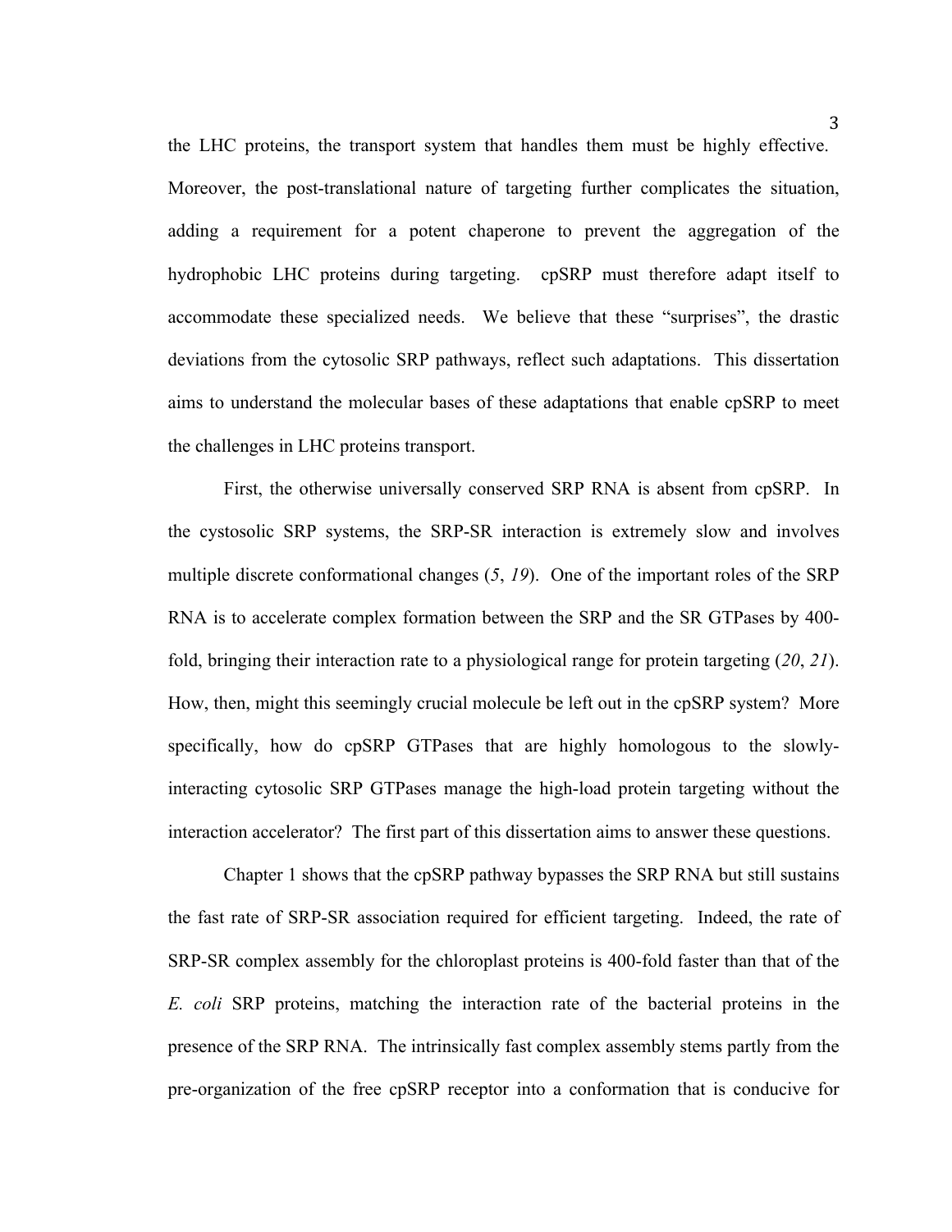the LHC proteins, the transport system that handles them must be highly effective. Moreover, the post-translational nature of targeting further complicates the situation, adding a requirement for a potent chaperone to prevent the aggregation of the hydrophobic LHC proteins during targeting. cpSRP must therefore adapt itself to accommodate these specialized needs. We believe that these "surprises", the drastic deviations from the cytosolic SRP pathways, reflect such adaptations. This dissertation aims to understand the molecular bases of these adaptations that enable cpSRP to meet the challenges in LHC proteins transport.

First, the otherwise universally conserved SRP RNA is absent from cpSRP. In the cystosolic SRP systems, the SRP-SR interaction is extremely slow and involves multiple discrete conformational changes (*5*, *19*). One of the important roles of the SRP RNA is to accelerate complex formation between the SRP and the SR GTPases by 400-fold, bringing their interaction rate to a physiological range for protein targeting (*20*, *21*). How, then, might this seemingly crucial molecule be left out in the cpSRP system? More specifically, how do cpSRP GTPases that are highly homologous to the slowly-interacting cytosolic SRP GTPases manage the high-load protein targeting without the interaction accelerator? The first part of this dissertation aims to answer these questions.

Chapter 1 shows that the cpSRP pathway bypasses the SRP RNA but still sustains the fast rate of SRP-SR association required for efficient targeting. Indeed, the rate of SRP-SR complex assembly for the chloroplast proteins is 400-fold faster than that of the *E. coli* SRP proteins, matching the interaction rate of the bacterial proteins in the presence of the SRP RNA. The intrinsically fast complex assembly stems partly from the pre-organization of the free cpSRP receptor into a conformation that is conducive for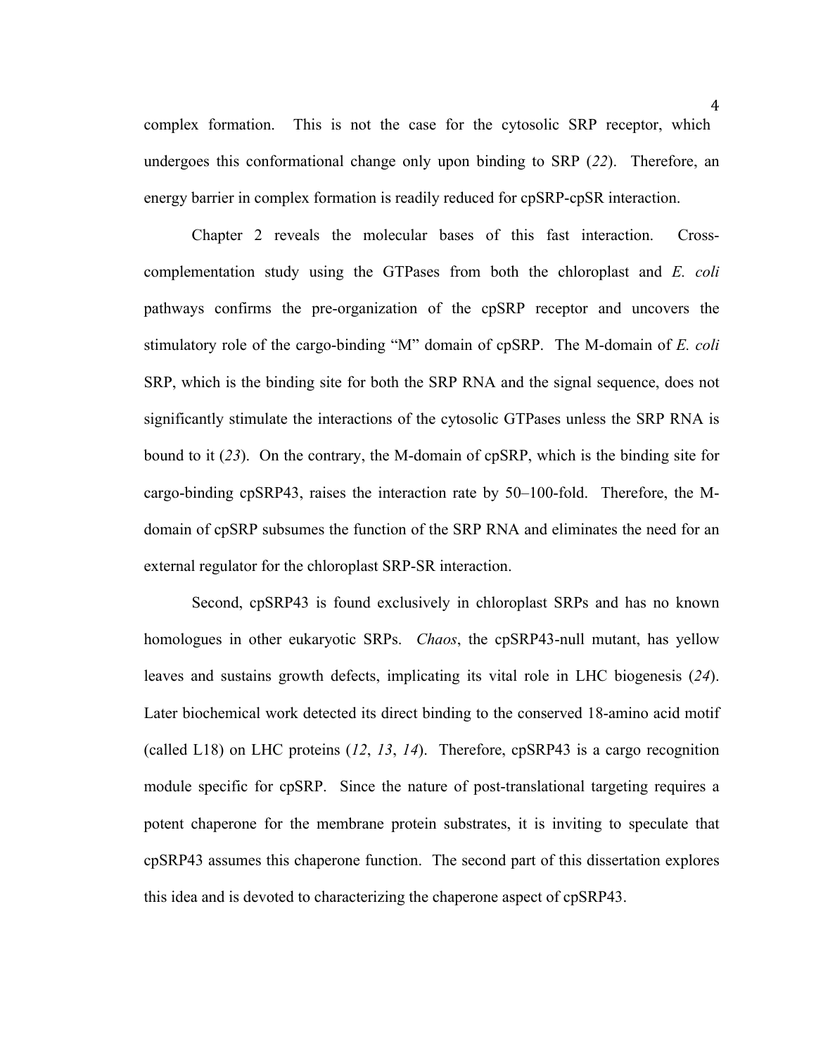complex formation. This is not the case for the cytosolic SRP receptor, which undergoes this conformational change only upon binding to SRP (*22*). Therefore, an energy barrier in complex formation is readily reduced for cpSRP-cpSR interaction.

Chapter 2 reveals the molecular bases of this fast interaction. Cross-complementation study using the GTPases from both the chloroplast and *E. coli* pathways confirms the pre-organization of the cpSRP receptor and uncovers the stimulatory role of the cargo-binding "M" domain of cpSRP. The M-domain of *E. coli* SRP, which is the binding site for both the SRP RNA and the signal sequence, does not significantly stimulate the interactions of the cytosolic GTPases unless the SRP RNA is bound to it (*23*). On the contrary, the M-domain of cpSRP, which is the binding site for cargo-binding cpSRP43, raises the interaction rate by 50–100-fold. Therefore, the M-domain of cpSRP subsumes the function of the SRP RNA and eliminates the need for an external regulator for the chloroplast SRP-SR interaction.

Second, cpSRP43 is found exclusively in chloroplast SRPs and has no known homologues in other eukaryotic SRPs. *Chaos*, the cpSRP43-null mutant, has yellow leaves and sustains growth defects, implicating its vital role in LHC biogenesis (*24*). Later biochemical work detected its direct binding to the conserved 18-amino acid motif (called L18) on LHC proteins (*12*, *13*, *14*). Therefore, cpSRP43 is a cargo recognition module specific for cpSRP. Since the nature of post-translational targeting requires a potent chaperone for the membrane protein substrates, it is inviting to speculate that cpSRP43 assumes this chaperone function. The second part of this dissertation explores this idea and is devoted to characterizing the chaperone aspect of cpSRP43.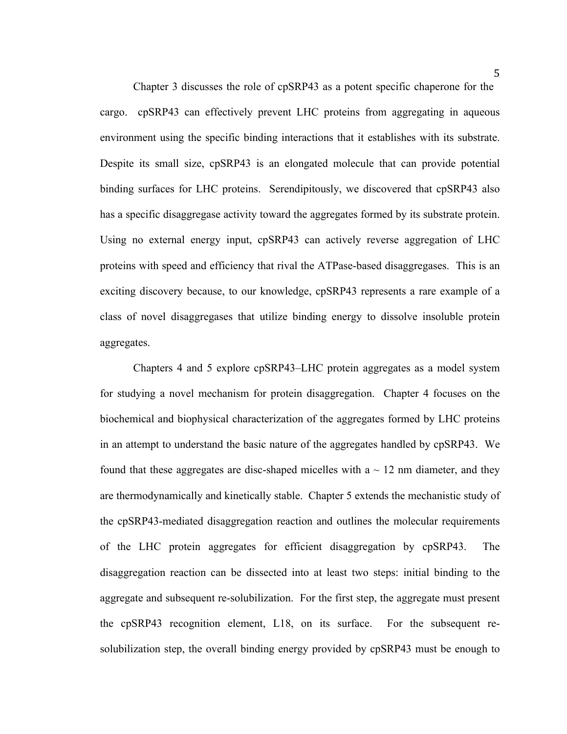Chapter 3 discusses the role of cpSRP43 as a potent specific chaperone for the cargo. cpSRP43 can effectively prevent LHC proteins from aggregating in aqueous environment using the specific binding interactions that it establishes with its substrate. Despite its small size, cpSRP43 is an elongated molecule that can provide potential binding surfaces for LHC proteins. Serendipitously, we discovered that cpSRP43 also has a specific disaggregase activity toward the aggregates formed by its substrate protein. Using no external energy input, cpSRP43 can actively reverse aggregation of LHC proteins with speed and efficiency that rival the ATPase-based disaggregases. This is an exciting discovery because, to our knowledge, cpSRP43 represents a rare example of a class of novel disaggregases that utilize binding energy to dissolve insoluble protein aggregates.

Chapters 4 and 5 explore cpSRP43–LHC protein aggregates as a model system for studying a novel mechanism for protein disaggregation. Chapter 4 focuses on the biochemical and biophysical characterization of the aggregates formed by LHC proteins in an attempt to understand the basic nature of the aggregates handled by cpSRP43. We found that these aggregates are disc-shaped micelles with a ~ 12 nm diameter, and they are thermodynamically and kinetically stable. Chapter 5 extends the mechanistic study of the cpSRP43-mediated disaggregation reaction and outlines the molecular requirements of the LHC protein aggregates for efficient disaggregation by cpSRP43. The disaggregation reaction can be dissected into at least two steps: initial binding to the aggregate and subsequent re-solubilization. For the first step, the aggregate must present the cpSRP43 recognition element, L18, on its surface. For the subsequent re-solubilization step, the overall binding energy provided by cpSRP43 must be enough to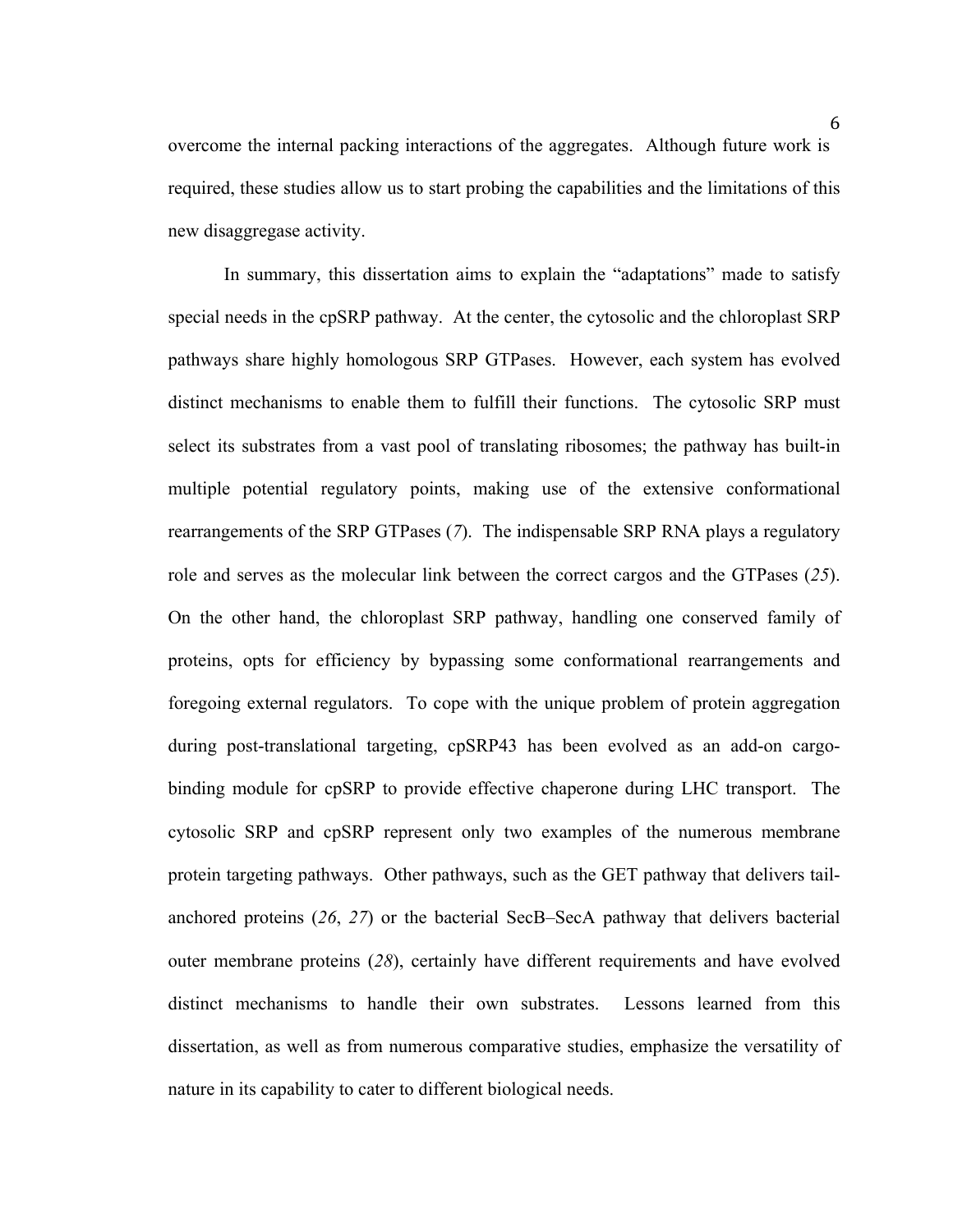overcome the internal packing interactions of the aggregates. Although future work is required, these studies allow us to start probing the capabilities and the limitations of this new disaggregase activity.

In summary, this dissertation aims to explain the "adaptations" made to satisfy special needs in the cpSRP pathway. At the center, the cytosolic and the chloroplast SRP pathways share highly homologous SRP GTPases. However, each system has evolved distinct mechanisms to enable them to fulfill their functions. The cytosolic SRP must select its substrates from a vast pool of translating ribosomes; the pathway has built-in multiple potential regulatory points, making use of the extensive conformational rearrangements of the SRP GTPases (*7*). The indispensable SRP RNA plays a regulatory role and serves as the molecular link between the correct cargos and the GTPases (*25*). On the other hand, the chloroplast SRP pathway, handling one conserved family of proteins, opts for efficiency by bypassing some conformational rearrangements and foregoing external regulators. To cope with the unique problem of protein aggregation during post-translational targeting, cpSRP43 has been evolved as an add-on cargo-binding module for cpSRP to provide effective chaperone during LHC transport. The cytosolic SRP and cpSRP represent only two examples of the numerous membrane protein targeting pathways. Other pathways, such as the GET pathway that delivers tail-anchored proteins (*26*, *27*) or the bacterial SecB–SecA pathway that delivers bacterial outer membrane proteins (*28*), certainly have different requirements and have evolved distinct mechanisms to handle their own substrates. Lessons learned from this dissertation, as well as from numerous comparative studies, emphasize the versatility of nature in its capability to cater to different biological needs.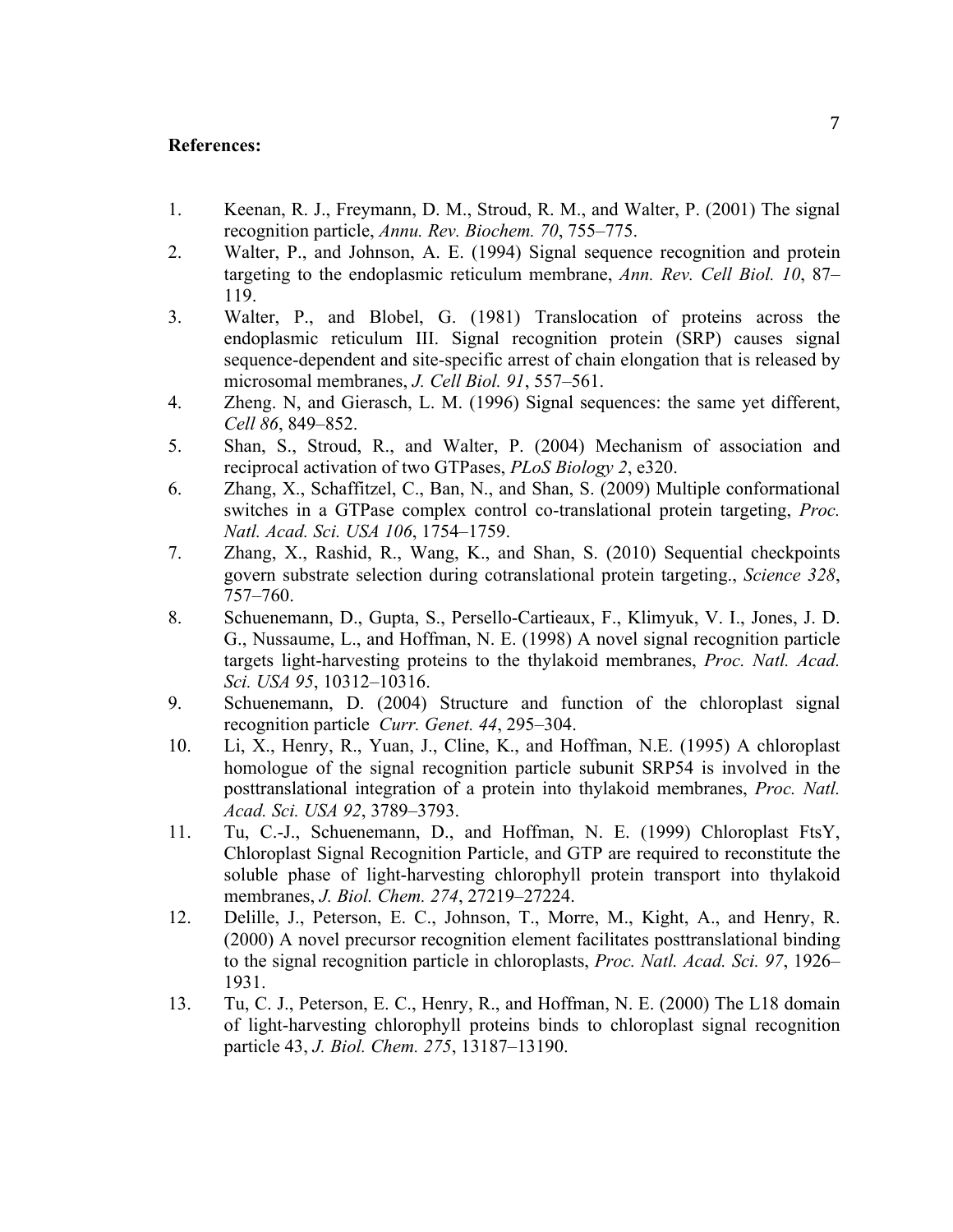**References:**

1. Keenan, R. J., Freymann, D. M., Stroud, R. M., and Walter, P. (2001) The signal recognition particle, *Annu. Rev. Biochem. 70*, 755–775.
2. Walter, P., and Johnson, A. E. (1994) Signal sequence recognition and protein targeting to the endoplasmic reticulum membrane, *Ann. Rev. Cell Biol. 10*, 87–119.
3. Walter, P., and Blobel, G. (1981) Translocation of proteins across the endoplasmic reticulum III. Signal recognition protein (SRP) causes signal sequence-dependent and site-specific arrest of chain elongation that is released by microsomal membranes, *J. Cell Biol. 91*, 557–561.
4. Zheng. N, and Gierasch, L. M. (1996) Signal sequences: the same yet different, *Cell 86*, 849–852.
5. Shan, S., Stroud, R., and Walter, P. (2004) Mechanism of association and reciprocal activation of two GTPases, *PLoS Biology 2*, e320.
6. Zhang, X., Schaffitzel, C., Ban, N., and Shan, S. (2009) Multiple conformational switches in a GTPase complex control co-translational protein targeting, *Proc. Natl. Acad. Sci. USA 106*, 1754–1759.
7. Zhang, X., Rashid, R., Wang, K., and Shan, S. (2010) Sequential checkpoints govern substrate selection during cotranslational protein targeting., *Science 328*, 757–760.
8. Schuenemann, D., Gupta, S., Persello-Cartieaux, F., Klimyuk, V. I., Jones, J. D. G., Nussaume, L., and Hoffman, N. E. (1998) A novel signal recognition particle targets light-harvesting proteins to the thylakoid membranes, *Proc. Natl. Acad. Sci. USA 95*, 10312–10316.
9. Schuenemann, D. (2004) Structure and function of the chloroplast signal recognition particle *Curr. Genet. 44*, 295–304.
10. Li, X., Henry, R., Yuan, J., Cline, K., and Hoffman, N.E. (1995) A chloroplast homologue of the signal recognition particle subunit SRP54 is involved in the posttranslational integration of a protein into thylakoid membranes, *Proc. Natl. Acad. Sci. USA 92*, 3789–3793.
11. Tu, C.-J., Schuenemann, D., and Hoffman, N. E. (1999) Chloroplast FtsY, Chloroplast Signal Recognition Particle, and GTP are required to reconstitute the soluble phase of light-harvesting chlorophyll protein transport into thylakoid membranes, *J. Biol. Chem. 274*, 27219–27224.
12. Delille, J., Peterson, E. C., Johnson, T., Morre, M., Kight, A., and Henry, R. (2000) A novel precursor recognition element facilitates posttranslational binding to the signal recognition particle in chloroplasts, *Proc. Natl. Acad. Sci. 97*, 1926–1931.
13. Tu, C. J., Peterson, E. C., Henry, R., and Hoffman, N. E. (2000) The L18 domain of light-harvesting chlorophyll proteins binds to chloroplast signal recognition particle 43, *J. Biol. Chem. 275*, 13187–13190.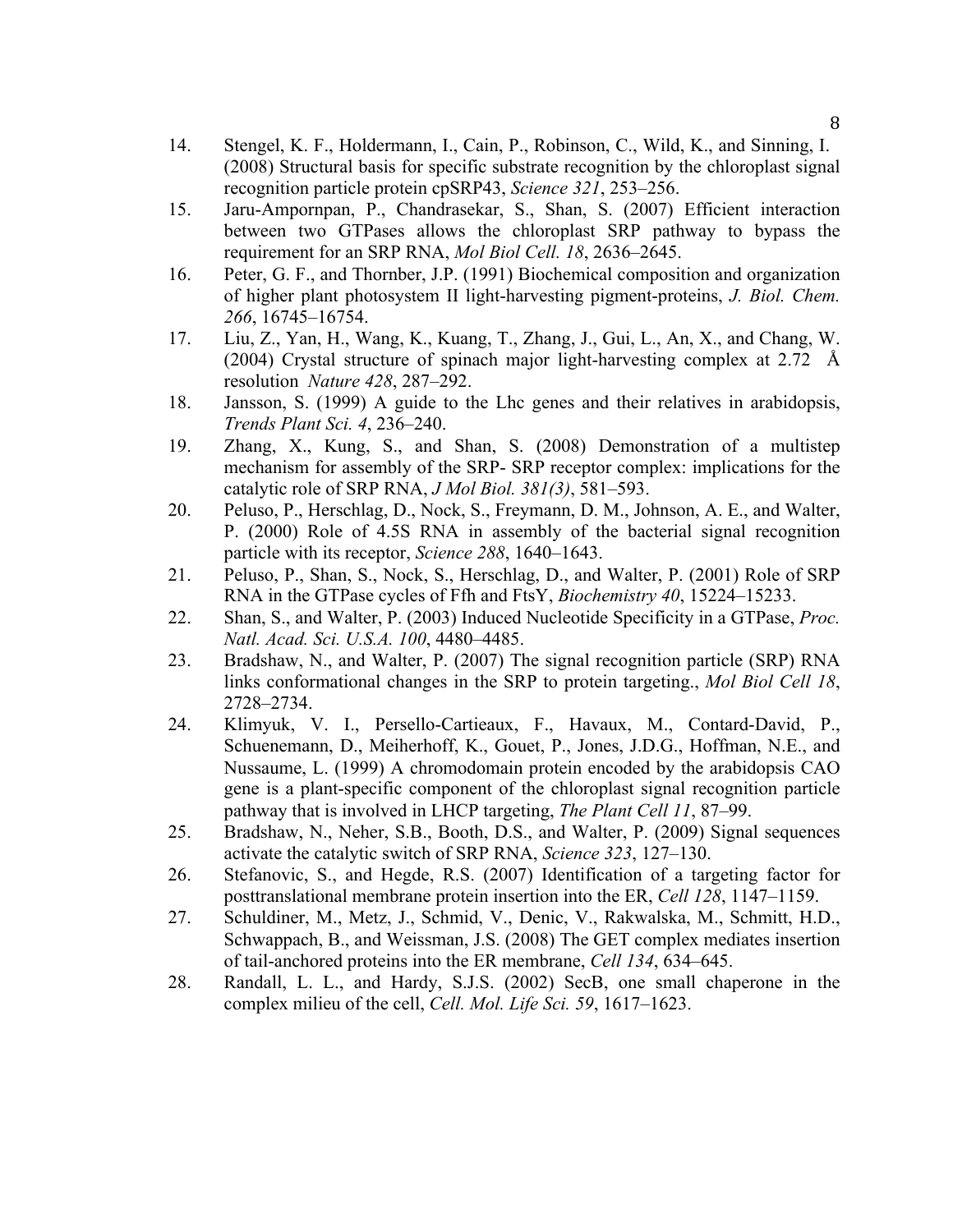14. Stengel, K. F., Holdermann, I., Cain, P., Robinson, C., Wild, K., and Sinning, I. (2008) Structural basis for specific substrate recognition by the chloroplast signal recognition particle protein cpSRP43, *Science 321*, 253–256.
15. Jaru-Ampornpan, P., Chandrasekar, S., Shan, S. (2007) Efficient interaction between two GTPases allows the chloroplast SRP pathway to bypass the requirement for an SRP RNA, *Mol Biol Cell. 18*, 2636–2645.
16. Peter, G. F., and Thornber, J.P. (1991) Biochemical composition and organization of higher plant photosystem II light-harvesting pigment-proteins, *J. Biol. Chem. 266*, 16745–16754.
17. Liu, Z., Yan, H., Wang, K., Kuang, T., Zhang, J., Gui, L., An, X., and Chang, W. (2004) Crystal structure of spinach major light-harvesting complex at 2.72 Å resolution *Nature 428*, 287–292.
18. Jansson, S. (1999) A guide to the Lhc genes and their relatives in arabidopsis, *Trends Plant Sci. 4*, 236–240.
19. Zhang, X., Kung, S., and Shan, S. (2008) Demonstration of a multistep mechanism for assembly of the SRP- SRP receptor complex: implications for the catalytic role of SRP RNA, *J Mol Biol. 381(3)*, 581–593.
20. Peluso, P., Herschlag, D., Nock, S., Freymann, D. M., Johnson, A. E., and Walter, P. (2000) Role of 4.5S RNA in assembly of the bacterial signal recognition particle with its receptor, *Science 288*, 1640–1643.
21. Peluso, P., Shan, S., Nock, S., Herschlag, D., and Walter, P. (2001) Role of SRP RNA in the GTPase cycles of Ffh and FtsY, *Biochemistry 40*, 15224–15233.
22. Shan, S., and Walter, P. (2003) Induced Nucleotide Specificity in a GTPase, *Proc. Natl. Acad. Sci. U.S.A. 100*, 4480–4485.
23. Bradshaw, N., and Walter, P. (2007) The signal recognition particle (SRP) RNA links conformational changes in the SRP to protein targeting., *Mol Biol Cell 18*, 2728–2734.
24. Klimyuk, V. I., Persello-Cartieaux, F., Havaux, M., Contard-David, P., Schuenemann, D., Meiherhoff, K., Gouet, P., Jones, J.D.G., Hoffman, N.E., and Nussaume, L. (1999) A chromodomain protein encoded by the arabidopsis CAO gene is a plant-specific component of the chloroplast signal recognition particle pathway that is involved in LHCP targeting, *The Plant Cell 11*, 87–99.
25. Bradshaw, N., Neher, S.B., Booth, D.S., and Walter, P. (2009) Signal sequences activate the catalytic switch of SRP RNA, *Science 323*, 127–130.
26. Stefanovic, S., and Hegde, R.S. (2007) Identification of a targeting factor for posttranslational membrane protein insertion into the ER, *Cell 128*, 1147–1159.
27. Schuldiner, M., Metz, J., Schmid, V., Denic, V., Rakwalska, M., Schmitt, H.D., Schwappach, B., and Weissman, J.S. (2008) The GET complex mediates insertion of tail-anchored proteins into the ER membrane, *Cell 134*, 634–645.
28. Randall, L. L., and Hardy, S.J.S. (2002) SecB, one small chaperone in the complex milieu of the cell, *Cell. Mol. Life Sci. 59*, 1617–1623.